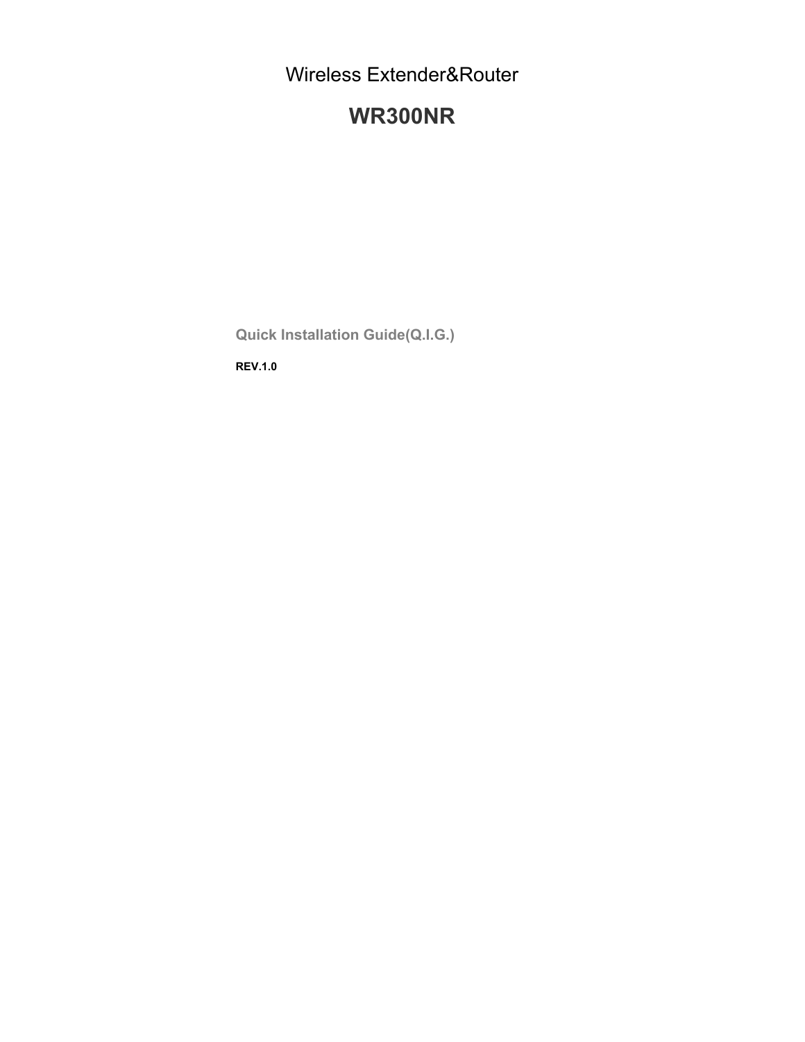Wireless Extender&Router

# WR300NR

**Quick Installation Guide(Q.I.G.)**

**REV.1.0**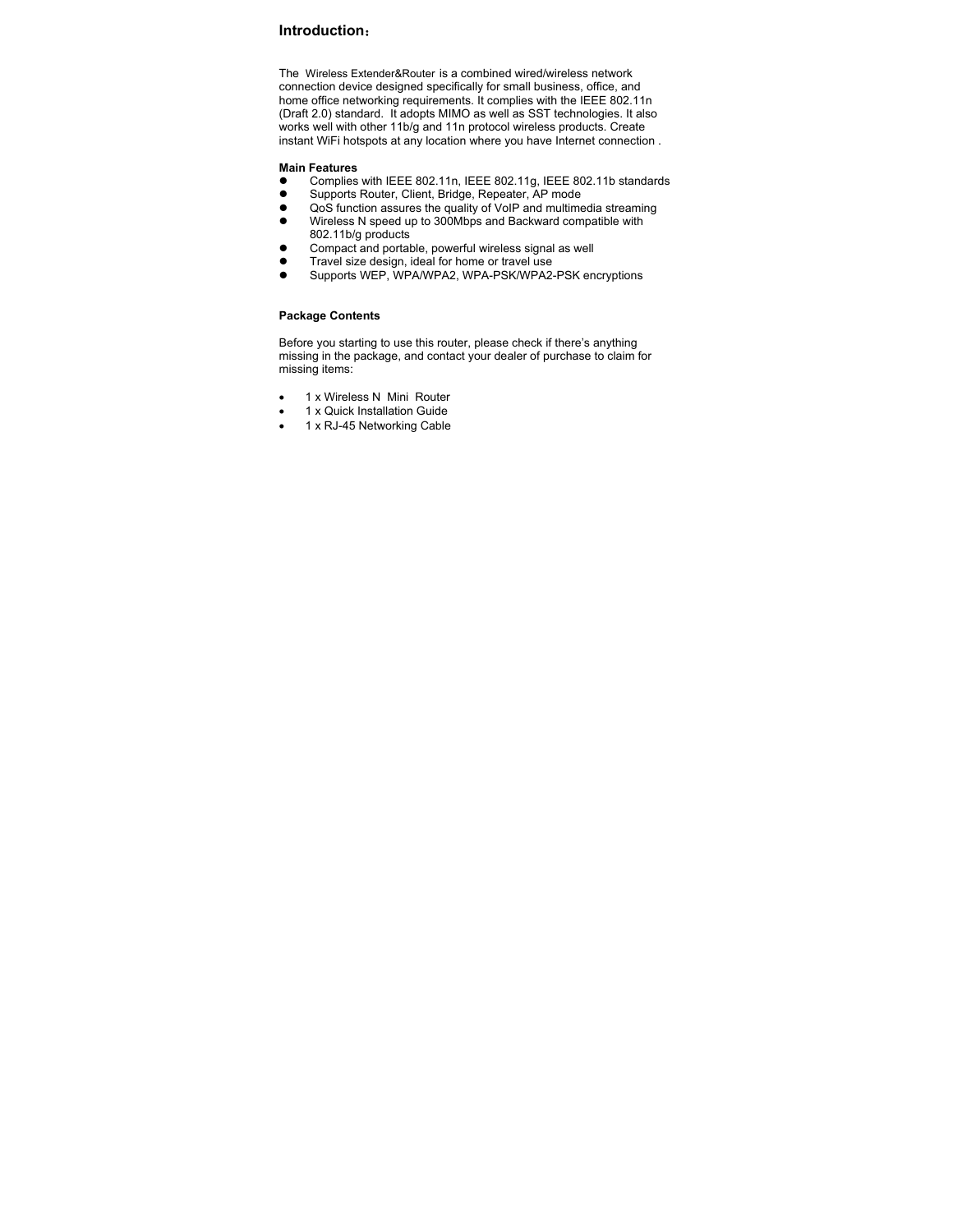## Introduction：

The Wireless Extender&Router is a combined wired/wireless network connection device designed specifically for small business, office, and home office networking requirements. It complies with the IEEE 802.11n (Draft 2.0) standard. It adopts MIMO as well as SST technologies. It also works well with other 11b/g and 11n protocol wireless products. Create instant WiFi hotspots at any location where you have Internet connection .

**Main Features**

- Complies with IEEE 802.11n, IEEE 802.11g, IEEE 802.11b standards
- Supports Router, Client, Bridge, Repeater, AP mode
- QoS function assures the quality of VoIP and multimedia streaming
- Wireless N speed up to 300Mbps and Backward compatible with 802.11b/g products
- Compact and portable, powerful wireless signal as well
- Travel size design, ideal for home or travel use
- Supports WEP, WPA/WPA2, WPA-PSK/WPA2-PSK encryptions

**Package Contents**

Before you starting to use this router, please check if there's anything missing in the package, and contact your dealer of purchase to claim for missing items:

- 1 x Wireless N Mini Router
- 1 x Quick Installation Guide
- 1 x RJ-45 Networking Cable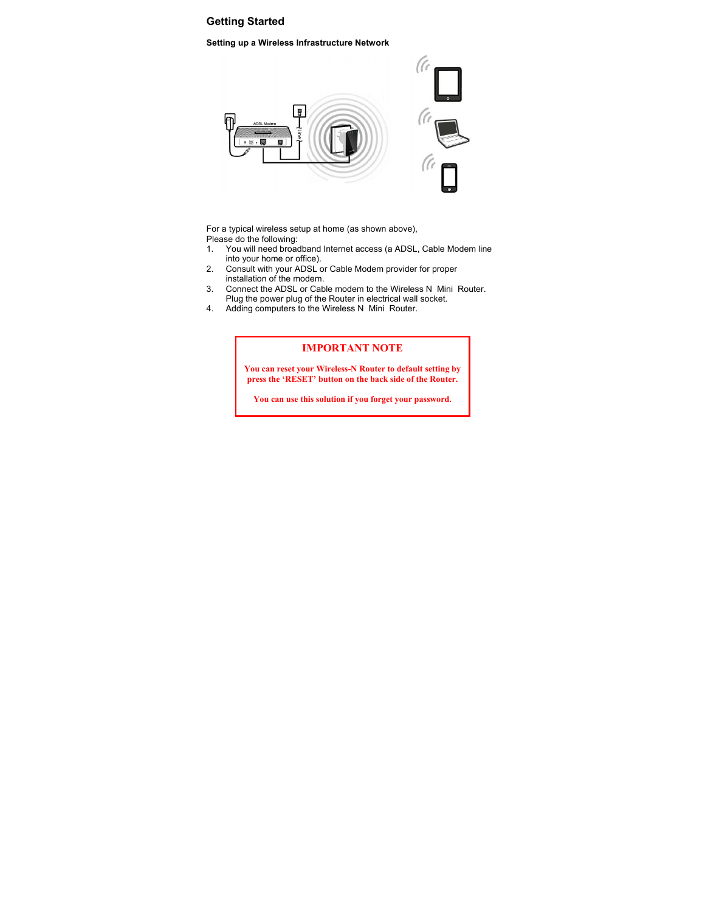## Getting Started

**Setting up a Wireless Infrastructure Network**

For a typical wireless setup at home (as shown above),
Please do the following:

1. You will need broadband Internet access (a ADSL, Cable Modem line into your home or office).
2. Consult with your ADSL or Cable Modem provider for proper installation of the modem.
3. Connect the ADSL or Cable modem to the Wireless N Mini Router. Plug the power plug of the Router in electrical wall socket.
4. Adding computers to the Wireless N Mini Router.

**IMPORTANT NOTE**

**You can reset your Wireless-N Router to default setting by press the 'RESET' button on the back side of the Router.**

**You can use this solution if you forget your password.**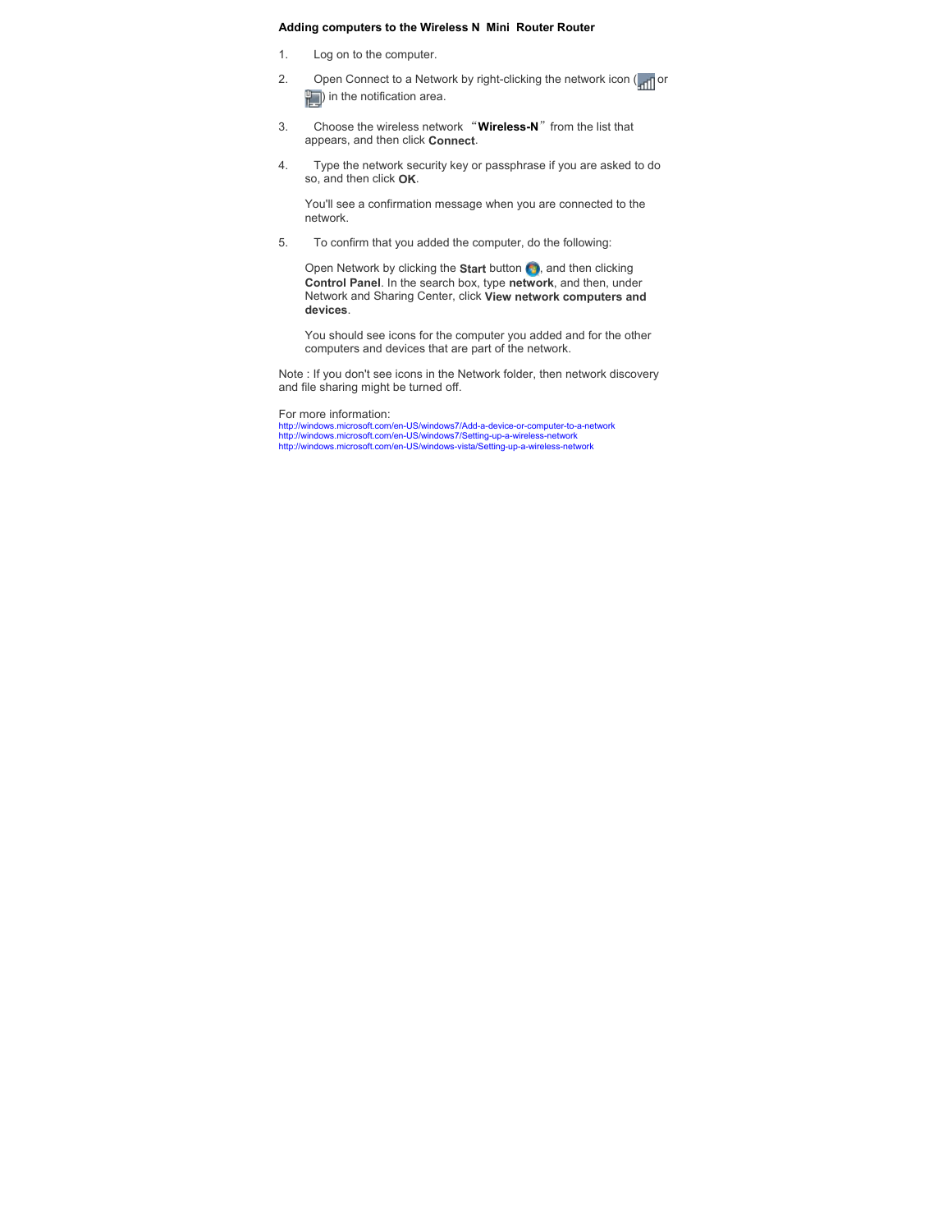**Adding computers to the Wireless N Mini Router Router**

1. Log on to the computer.

2. Open Connect to a Network by right-clicking the network icon ( or ) in the notification area.

3. Choose the wireless network “**Wireless-N**” from the list that appears, and then click **Connect**.

4. Type the network security key or passphrase if you are asked to do so, and then click **OK**.

   You'll see a confirmation message when you are connected to the network.

5. To confirm that you added the computer, do the following:

   Open Network by clicking the **Start** button , and then clicking **Control Panel**. In the search box, type **network**, and then, under Network and Sharing Center, click **View network computers and devices**.

   You should see icons for the computer you added and for the other computers and devices that are part of the network.

Note : If you don't see icons in the Network folder, then network discovery and file sharing might be turned off.

For more information:
http://windows.microsoft.com/en-US/windows7/Add-a-device-or-computer-to-a-network
http://windows.microsoft.com/en-US/windows7/Setting-up-a-wireless-network
http://windows.microsoft.com/en-US/windows-vista/Setting-up-a-wireless-network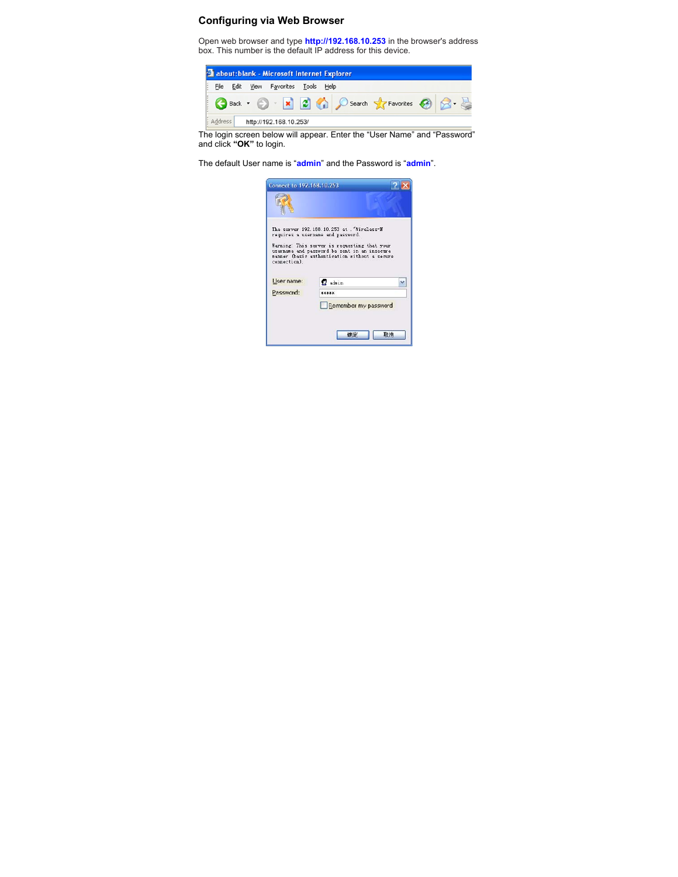## Configuring via Web Browser

Open web browser and type **http://192.168.10.253** in the browser's address box. This number is the default IP address for this device.

The login screen below will appear. Enter the "User Name" and "Password" and click **"OK"** to login.

The default User name is "**admin**" and the Password is "**admin**".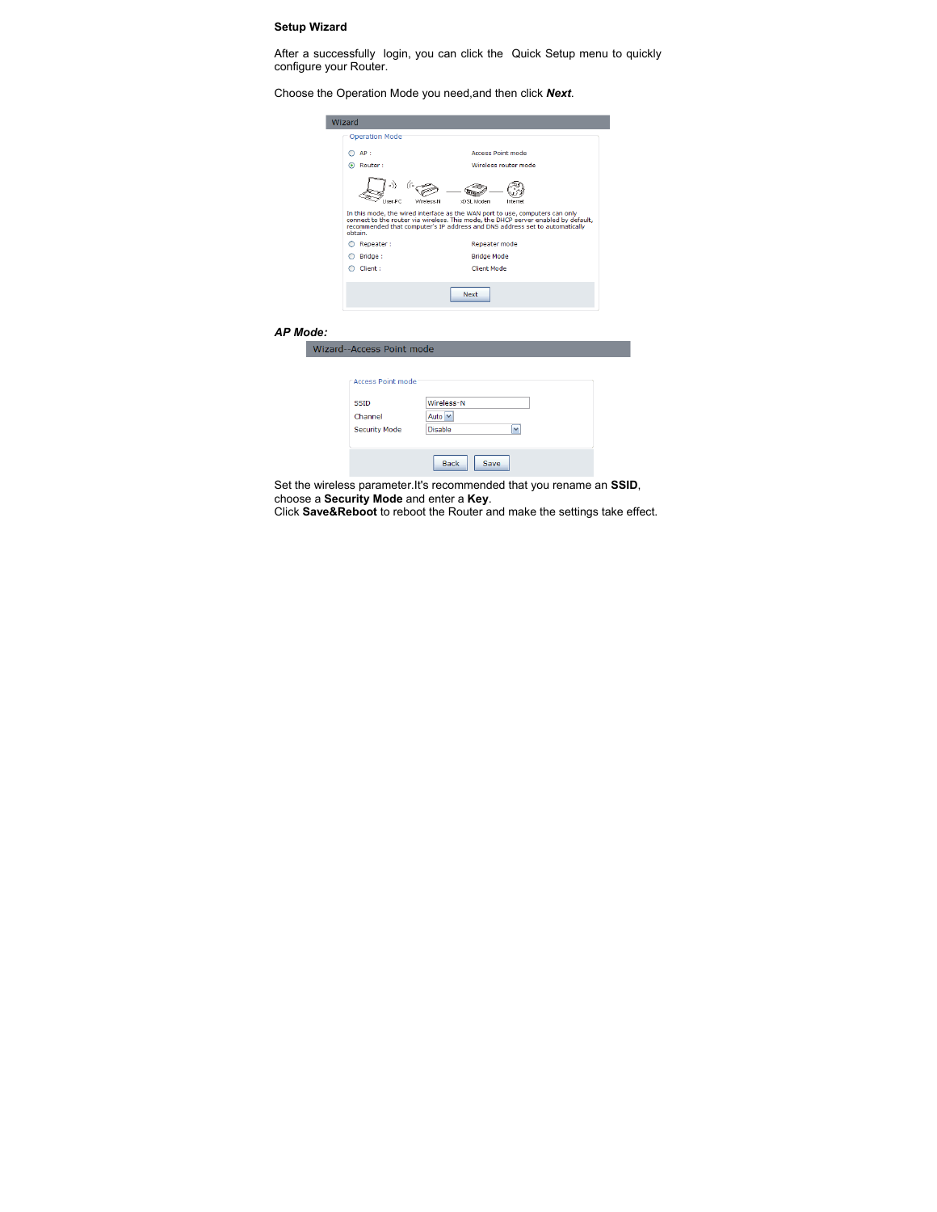**Setup Wizard**

After a successfully login, you can click the Quick Setup menu to quickly configure your Router.

Choose the Operation Mode you need,and then click ***Next***.

***AP Mode:***

Set the wireless parameter.It's recommended that you rename an **SSID**, choose a **Security Mode** and enter a **Key**.
Click **Save&Reboot** to reboot the Router and make the settings take effect.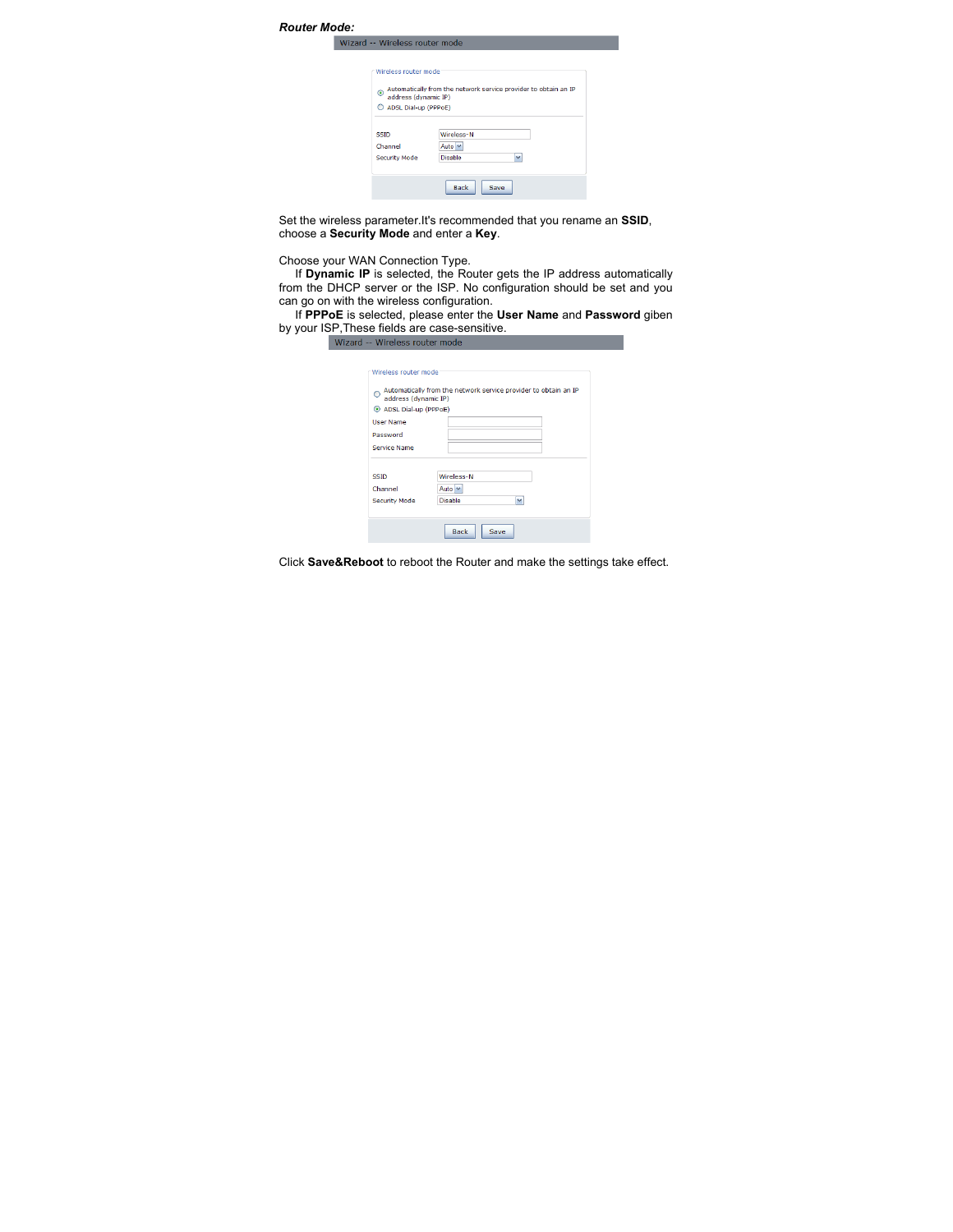***Router Mode:***

Wizard -- Wireless router mode

Wireless router mode

- Automatically from the network service provider to obtain an IP address (dynamic IP)
- ADSL Dial-up (PPPoE)

SSID: Wireless-N
Channel: Auto
Security Mode: Disable

Back | Save

Set the wireless parameter.It's recommended that you rename an **SSID**, choose a **Security Mode** and enter a **Key**.

Choose your WAN Connection Type.

If **Dynamic IP** is selected, the Router gets the IP address automatically from the DHCP server or the ISP. No configuration should be set and you can go on with the wireless configuration.

If **PPPoE** is selected, please enter the **User Name** and **Password** giben by your ISP,These fields are case-sensitive.

Wizard -- Wireless router mode

Wireless router mode

- Automatically from the network service provider to obtain an IP address (dynamic IP)
- ADSL Dial-up (PPPoE)

User Name
Password
Service Name

SSID: Wireless-N
Channel: Auto
Security Mode: Disable

Back | Save

Click **Save&Reboot** to reboot the Router and make the settings take effect.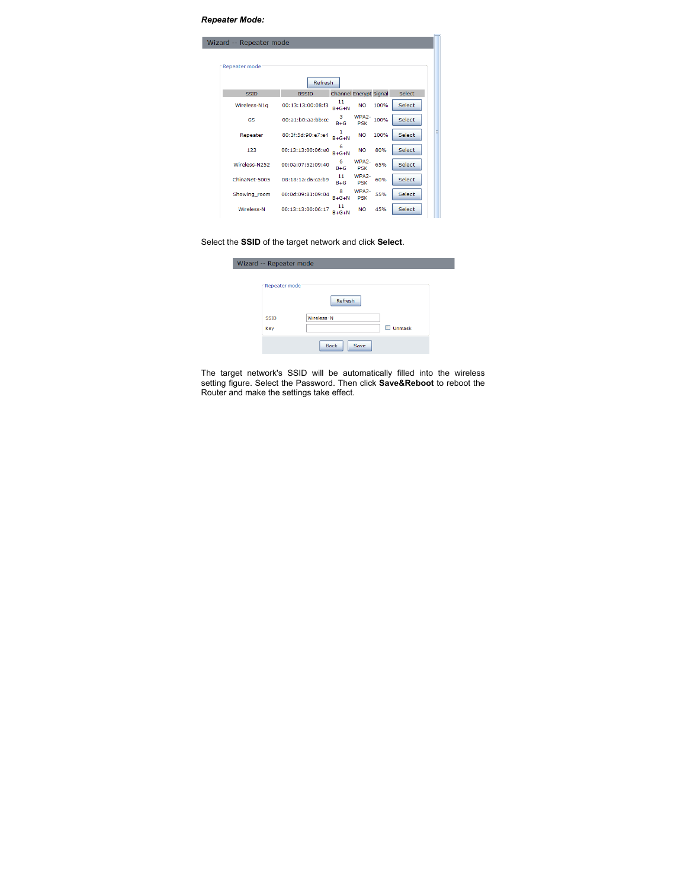***Repeater Mode:***

Wizard -- Repeater mode

Repeater mode

Refresh

| SSID | BSSID | Channel | Encrypt | Signal | Select |
|---|---|---|---|---|---|
| Wireless-N1q | 00:13:13:00:08:f3 | 11 B+G+N | NO | 100% | Select |
| GS | 00:a1:b0:aa:bb:cc | 3 B+G | WPA2-PSK | 100% | Select |
| Repeater | 80:3f:5d:90:e7:e4 | 1 B+G+N | NO | 100% | Select |
| 123 | 00:13:13:00:06:e0 | 6 B+G+N | NO | 80% | Select |
| Wireless-N252 | 00:0a:07:52:09:40 | 6 B+G | WPA2-PSK | 65% | Select |
| ChinaNet-5005 | 08:18:1a:d6:ca:b9 | 11 B+G | WPA2-PSK | 60% | Select |
| Showing_room | 00:0d:09:81:09:04 | 8 B+G+N | WPA2-PSK | 35% | Select |
| Wireless-N | 00:13:13:00:06:17 | 11 B+G+N | NO | 45% | Select |

Select the **SSID** of the target network and click **Select**.

Wizard -- Repeater mode

Repeater mode

Refresh

SSID: Wireless-N

Key: ☐ Unmask

Back Save

The target network's SSID will be automatically filled into the wireless setting figure. Select the Password. Then click **Save&Reboot** to reboot the Router and make the settings take effect.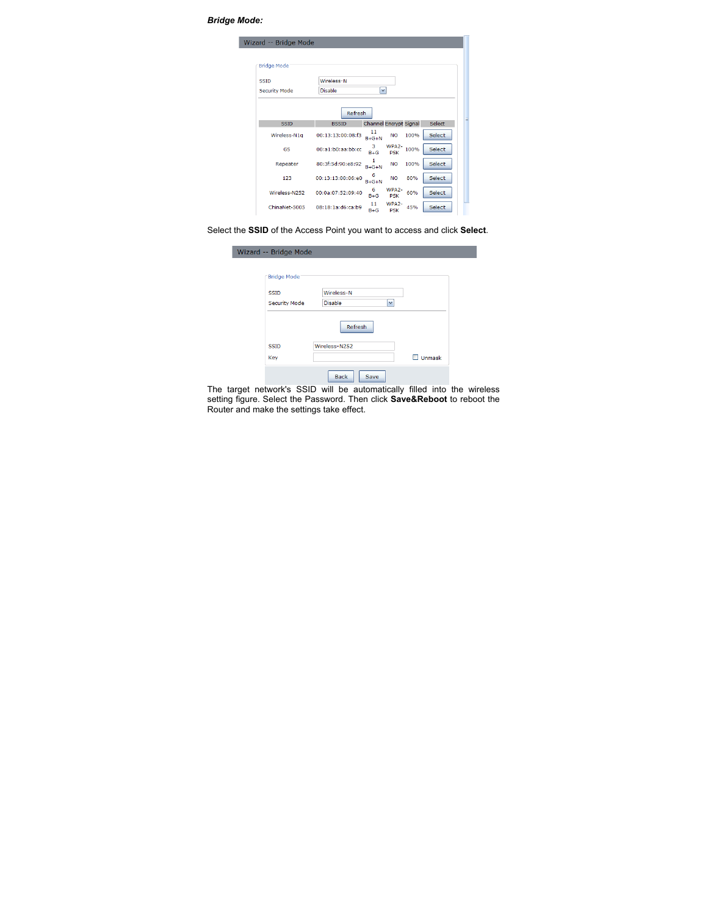***Bridge Mode:***

Wizard -- Bridge Mode

Bridge Mode

SSID: Wireless-N
Security Mode: Disable

Refresh

| SSID | BSSID | Channel | Encrypt | Signal | Select |
|---|---|---|---|---|---|
| Wireless-N1q | 00:13:13:00:08:f3 | 11 B+G+N | NO | 100% | Select |
| G5 | 00:a1:b0:aa:bb:cc | 3 B+G | WPA2-PSK | 100% | Select |
| Repeater | 80:3f:5d:90:e8:92 | 1 B+G+N | NO | 100% | Select |
| 123 | 00:13:13:00:06:e0 | 6 B+G+N | NO | 80% | Select |
| Wireless-N252 | 00:0a:07:52:09:40 | 6 B+G | WPA2-PSK | 60% | Select |
| ChinaNet-5005 | 08:18:1a:d6:ca:b9 | 11 B+G | WPA2-PSK | 45% | Select |

Select the **SSID** of the Access Point you want to access and click **Select**.

Wizard -- Bridge Mode

Bridge Mode

SSID: Wireless-N
Security Mode: Disable

Refresh

SSID: Wireless-N252
Key: ☐ Unmask

Back Save

The target network's SSID will be automatically filled into the wireless setting figure. Select the Password. Then click **Save&Reboot** to reboot the Router and make the settings take effect.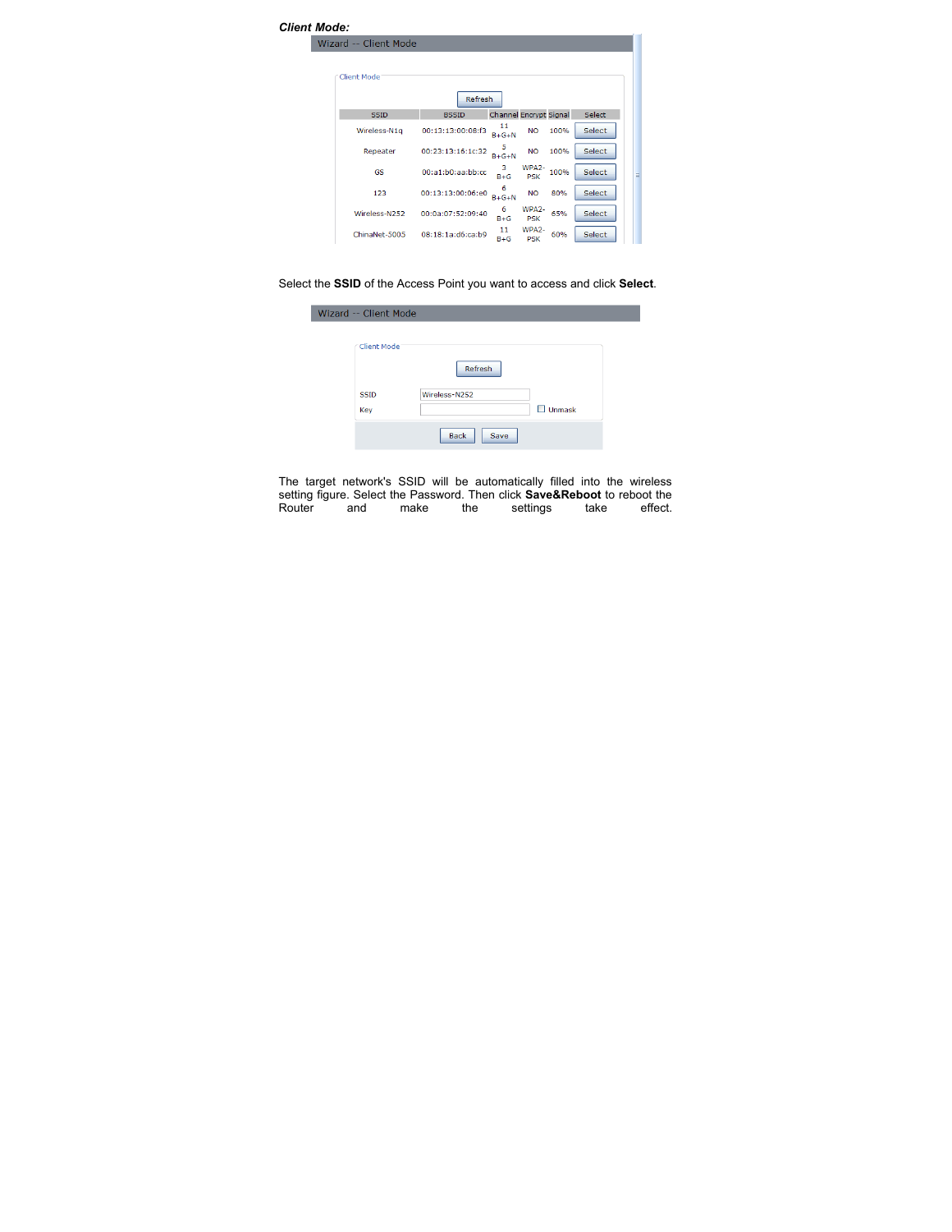***Client Mode:***

**Wizard -- Client Mode**

Client Mode

Refresh

| SSID | BSSID | Channel | Encrypt | Signal | Select |
|---|---|---|---|---|---|
| Wireless-N1q | 00:13:13:00:08:f3 | 11 B+G+N | NO | 100% | Select |
| Repeater | 00:23:13:16:1c:32 | 5 B+G+N | NO | 100% | Select |
| GS | 00:a1:b0:aa:bb:cc | 3 B+G | WPA2-PSK | 100% | Select |
| 123 | 00:13:13:00:06:e0 | 6 B+G+N | NO | 80% | Select |
| Wireless-N252 | 00:0a:07:52:09:40 | 6 B+G | WPA2-PSK | 65% | Select |
| ChinaNet-5005 | 08:18:1a:d6:ca:b9 | 11 B+G | WPA2-PSK | 60% | Select |

Select the **SSID** of the Access Point you want to access and click **Select**.

**Wizard -- Client Mode**

Client Mode

Refresh

SSID: Wireless-N252

Key: ☐ Unmask

Back | Save

The target network's SSID will be automatically filled into the wireless setting figure. Select the Password. Then click **Save&Reboot** to reboot the Router and make the settings take effect.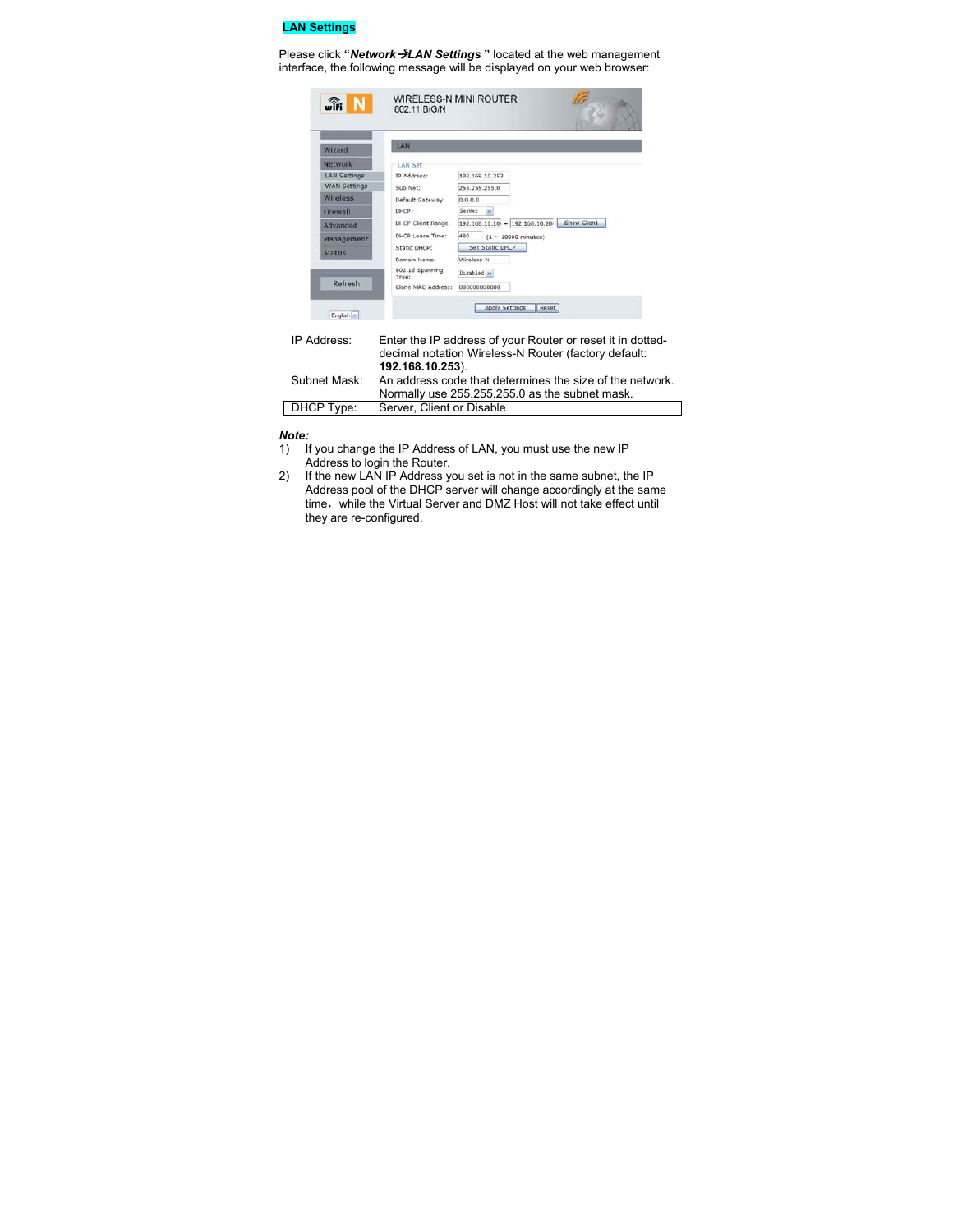## LAN Settings

Please click **"*Network→LAN Settings*"** located at the web management interface, the following message will be displayed on your web browser:

| | |
|---|---|
| IP Address: | Enter the IP address of your Router or reset it in dotted-decimal notation Wireless-N Router (factory default: **192.168.10.253**). |
| Subnet Mask: | An address code that determines the size of the network. Normally use 255.255.255.0 as the subnet mask. |
| DHCP Type: | Server, Client or Disable |

***Note:***

1) If you change the IP Address of LAN, you must use the new IP Address to login the Router.
2) If the new LAN IP Address you set is not in the same subnet, the IP Address pool of the DHCP server will change accordingly at the same time， while the Virtual Server and DMZ Host will not take effect until they are re-configured.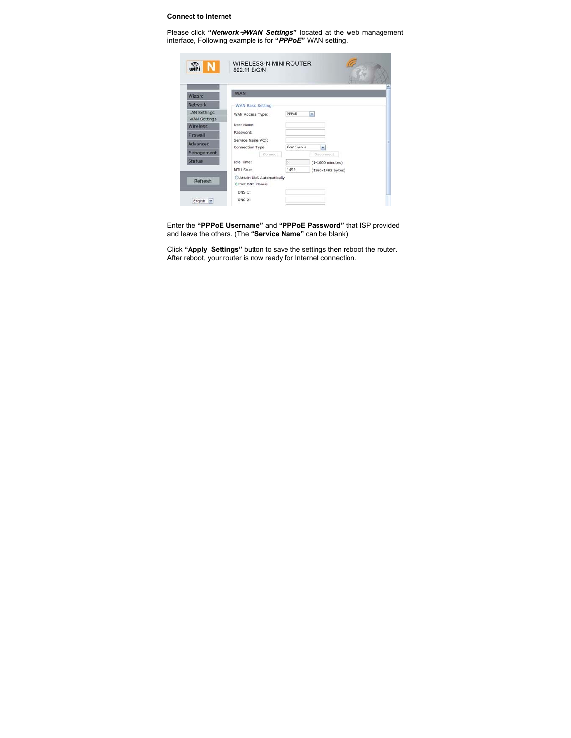**Connect to Internet**

Please click **"*Network→WAN Settings*"** located at the web management interface, Following example is for **"*PPPoE*"** WAN setting.

Enter the **"PPPoE Username"** and **"PPPoE Password"** that ISP provided and leave the others. (The **"Service Name"** can be blank)

Click **"Apply Settings"** button to save the settings then reboot the router. After reboot, your router is now ready for Internet connection.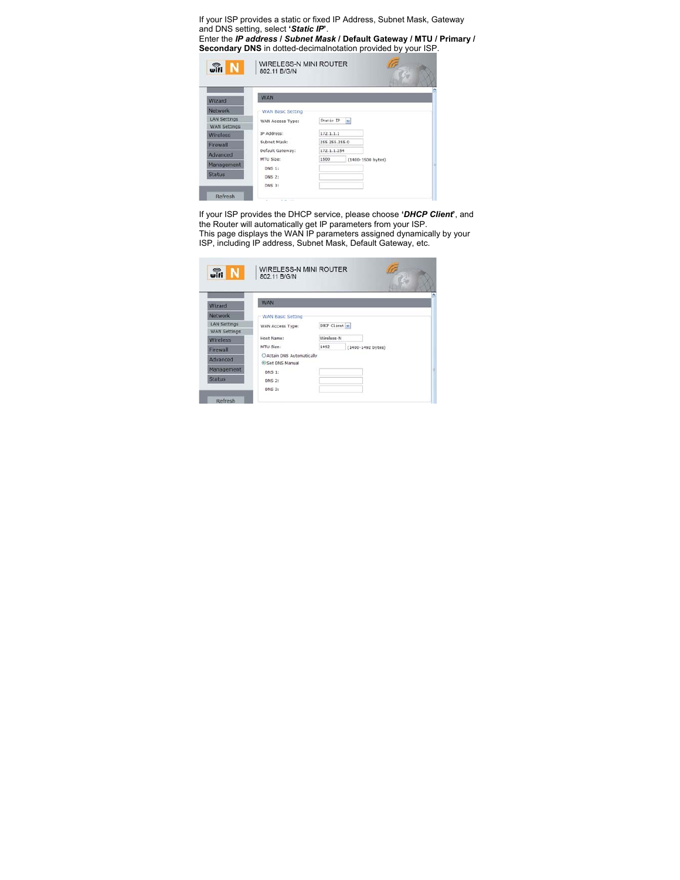If your ISP provides a static or fixed IP Address, Subnet Mask, Gateway and DNS setting, select '***Static IP***'.

Enter the ***IP address / Subnet Mask*** / **Default Gateway / MTU / Primary / Secondary DNS** in dotted-decimalnotation provided by your ISP.

If your ISP provides the DHCP service, please choose '***DHCP Client***', and the Router will automatically get IP parameters from your ISP.

This page displays the WAN IP parameters assigned dynamically by your ISP, including IP address, Subnet Mask, Default Gateway, etc.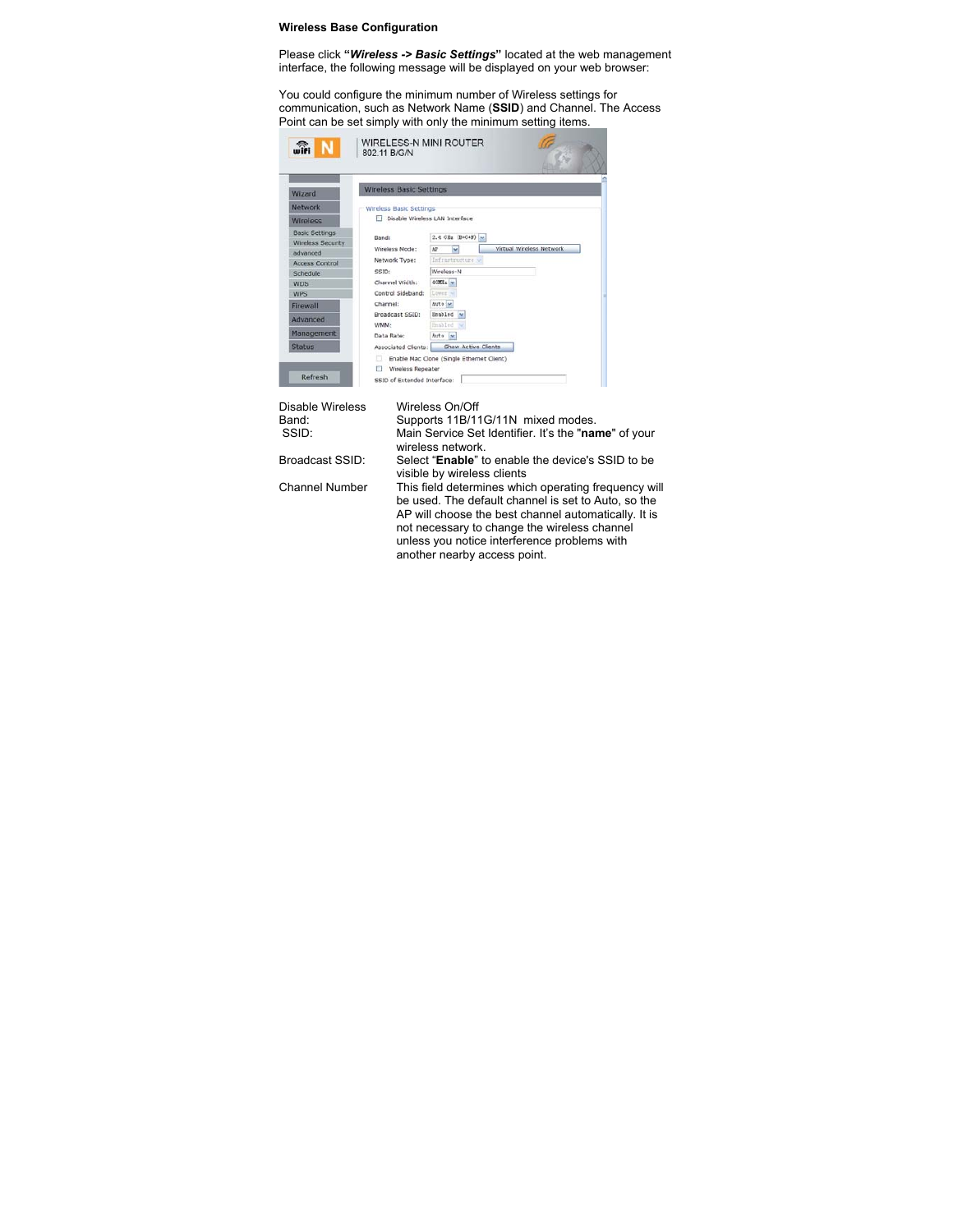**Wireless Base Configuration**

Please click **"*Wireless -> Basic Settings*"** located at the web management interface, the following message will be displayed on your web browser:

You could configure the minimum number of Wireless settings for communication, such as Network Name (**SSID**) and Channel. The Access Point can be set simply with only the minimum setting items.

| | |
|---|---|
| Disable Wireless | Wireless On/Off |
| Band: | Supports 11B/11G/11N mixed modes. |
| SSID: | Main Service Set Identifier. It's the "**name**" of your wireless network. |
| Broadcast SSID: | Select "**Enable**" to enable the device's SSID to be visible by wireless clients |
| Channel Number | This field determines which operating frequency will be used. The default channel is set to Auto, so the AP will choose the best channel automatically. It is not necessary to change the wireless channel unless you notice interference problems with another nearby access point. |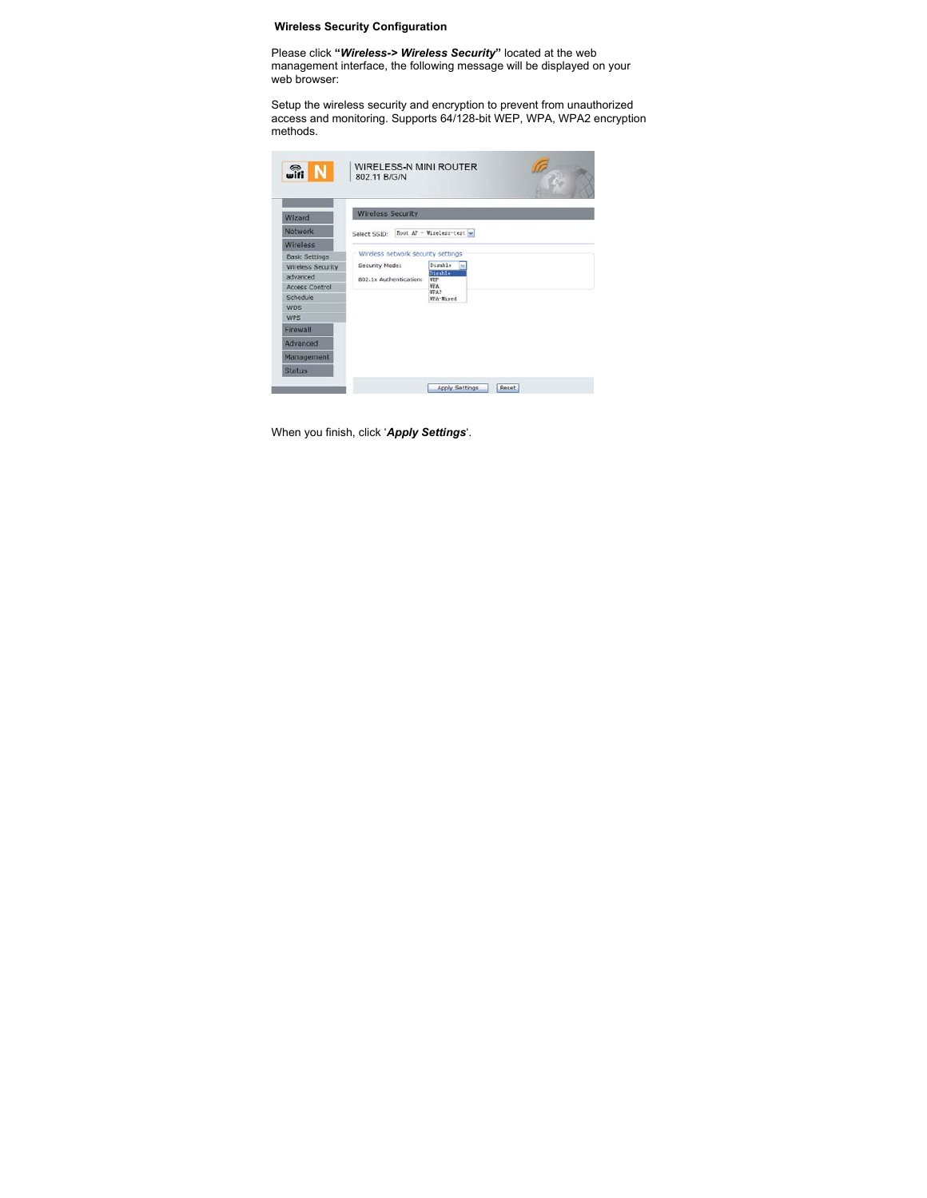**Wireless Security Configuration**

Please click **"*Wireless-> Wireless Security*"** located at the web management interface, the following message will be displayed on your web browser:

Setup the wireless security and encryption to prevent from unauthorized access and monitoring. Supports 64/128-bit WEP, WPA, WPA2 encryption methods.

When you finish, click '***Apply Settings***'.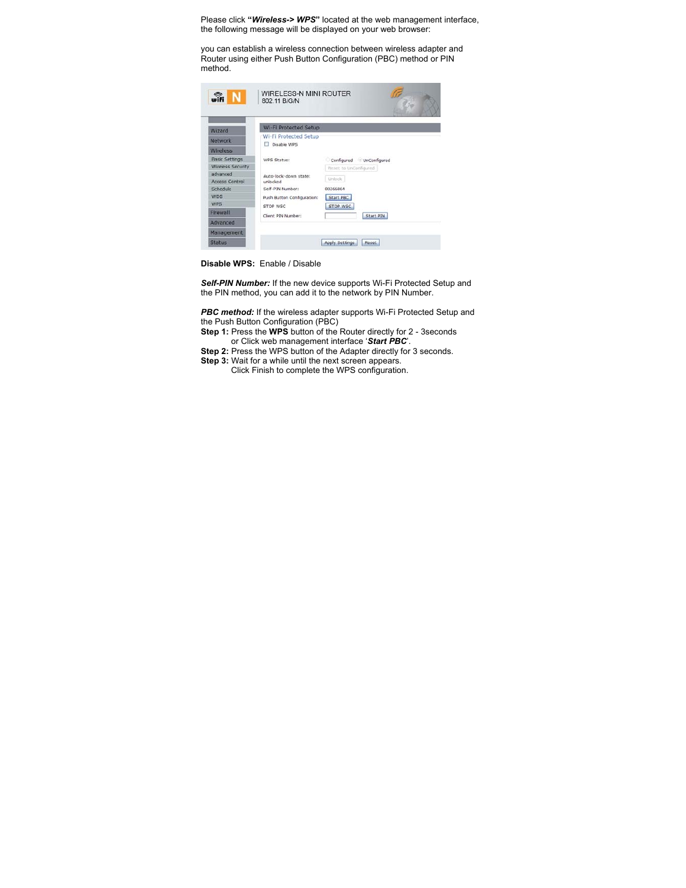Please click **"*Wireless-> WPS*"** located at the web management interface, the following message will be displayed on your web browser:

you can establish a wireless connection between wireless adapter and Router using either Push Button Configuration (PBC) method or PIN method.

**Disable WPS:** Enable / Disable

***Self-PIN Number:*** If the new device supports Wi-Fi Protected Setup and the PIN method, you can add it to the network by PIN Number.

***PBC method:*** If the wireless adapter supports Wi-Fi Protected Setup and the Push Button Configuration (PBC)

**Step 1:** Press the **WPS** button of the Router directly for 2 - 3seconds or Click web management interface '***Start PBC***'.

**Step 2:** Press the WPS button of the Adapter directly for 3 seconds.

**Step 3:** Wait for a while until the next screen appears. Click Finish to complete the WPS configuration.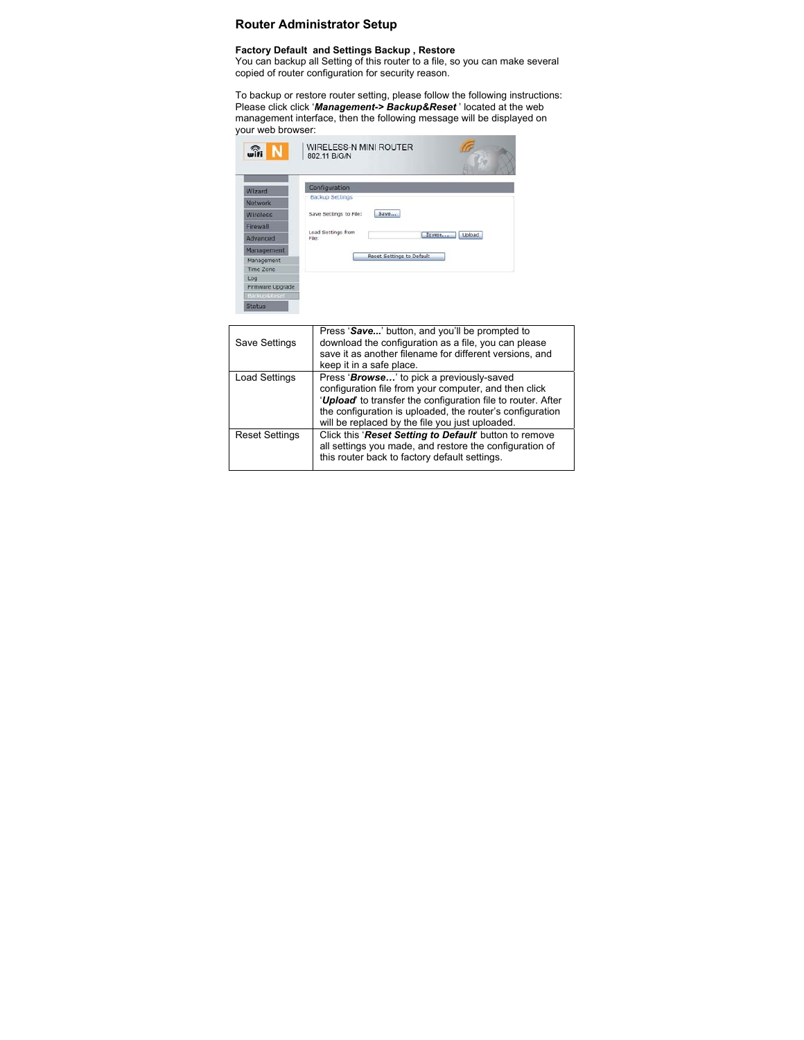## Router Administrator Setup

### Factory Default and Settings Backup , Restore

You can backup all Setting of this router to a file, so you can make several copied of router configuration for security reason.

To backup or restore router setting, please follow the following instructions:
Please click click '***Management-> Backup&Reset*** ' located at the web management interface, then the following message will be displayed on your web browser:

| | |
|---|---|
| Save Settings | Press '***Save...***' button, and you'll be prompted to download the configuration as a file, you can please save it as another filename for different versions, and keep it in a safe place. |
| Load Settings | Press '***Browse…***' to pick a previously-saved configuration file from your computer, and then click '***Upload***' to transfer the configuration file to router. After the configuration is uploaded, the router's configuration will be replaced by the file you just uploaded. |
| Reset Settings | Click this '***Reset Setting to Default***' button to remove all settings you made, and restore the configuration of this router back to factory default settings. |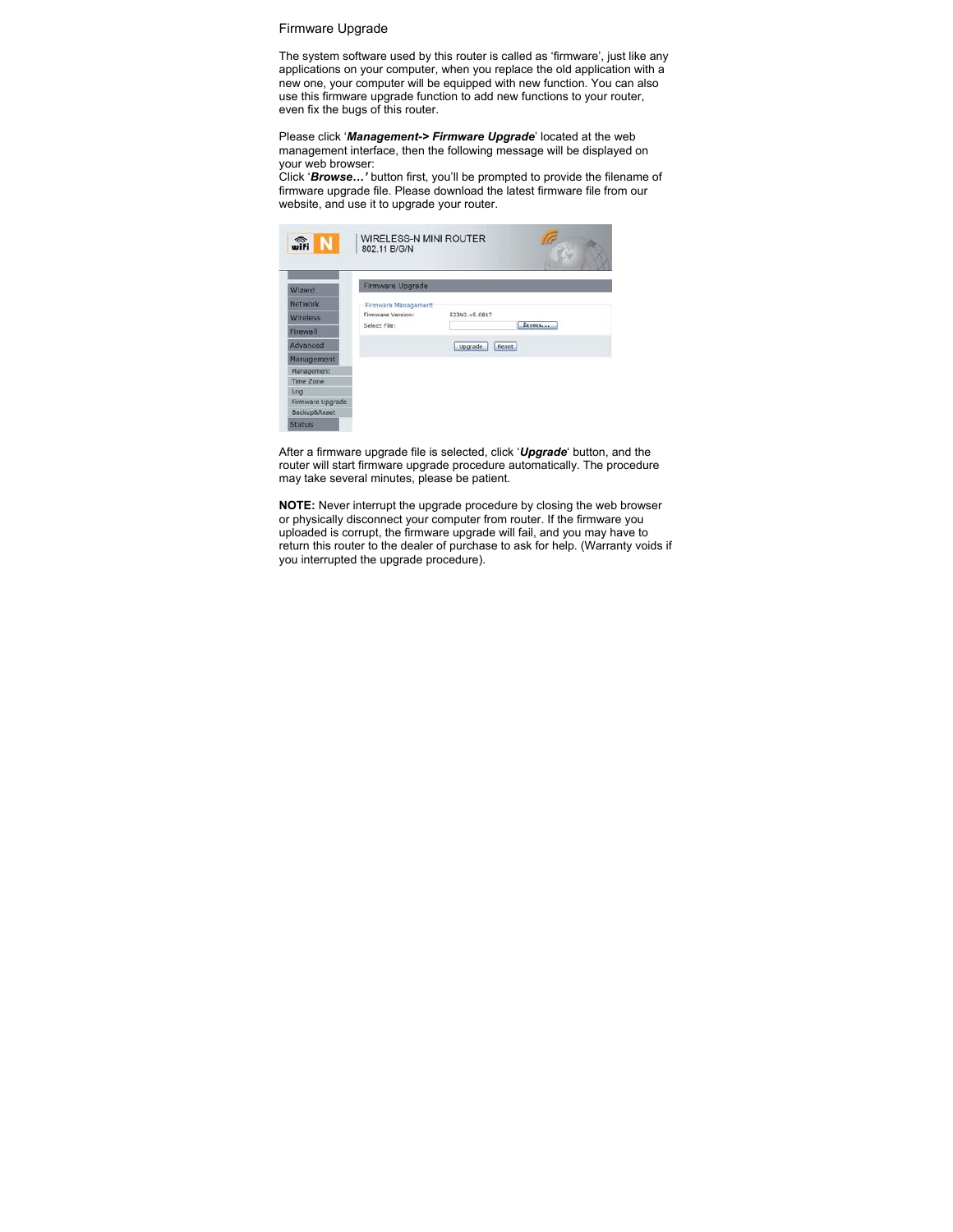## Firmware Upgrade

The system software used by this router is called as 'firmware', just like any applications on your computer, when you replace the old application with a new one, your computer will be equipped with new function. You can also use this firmware upgrade function to add new functions to your router, even fix the bugs of this router.

Please click '***Management-> Firmware Upgrade***' located at the web management interface, then the following message will be displayed on your web browser:
Click '***Browse…'*** button first, you'll be prompted to provide the filename of firmware upgrade file. Please download the latest firmware file from our website, and use it to upgrade your router.

After a firmware upgrade file is selected, click '***Upgrade***' button, and the router will start firmware upgrade procedure automatically. The procedure may take several minutes, please be patient.

**NOTE:** Never interrupt the upgrade procedure by closing the web browser or physically disconnect your computer from router. If the firmware you uploaded is corrupt, the firmware upgrade will fail, and you may have to return this router to the dealer of purchase to ask for help. (Warranty voids if you interrupted the upgrade procedure).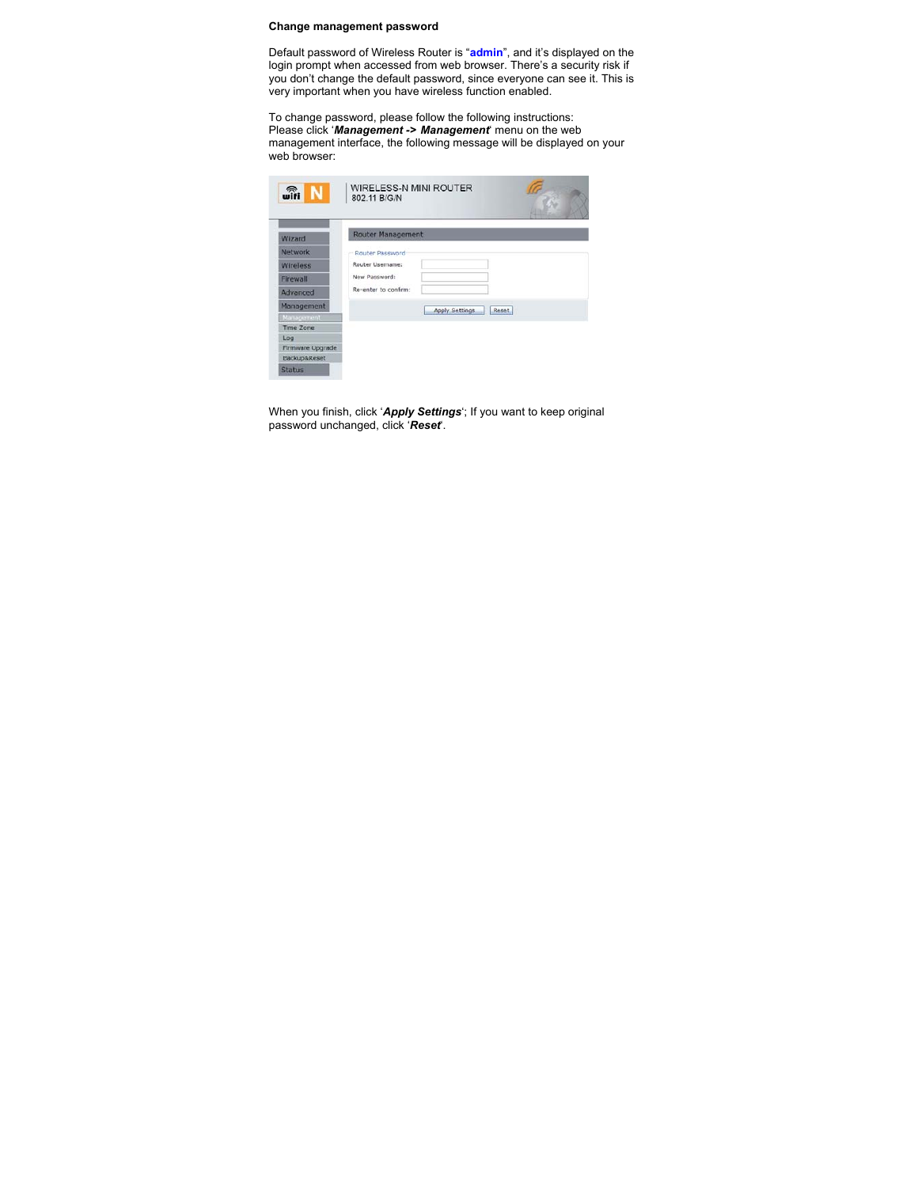**Change management password**

Default password of Wireless Router is “**admin**”, and it’s displayed on the login prompt when accessed from web browser. There’s a security risk if you don’t change the default password, since everyone can see it. This is very important when you have wireless function enabled.

To change password, please follow the following instructions:
Please click ‘***Management -> Management***’ menu on the web management interface, the following message will be displayed on your web browser:

When you finish, click ‘***Apply Settings***‘; If you want to keep original password unchanged, click ‘***Reset***’.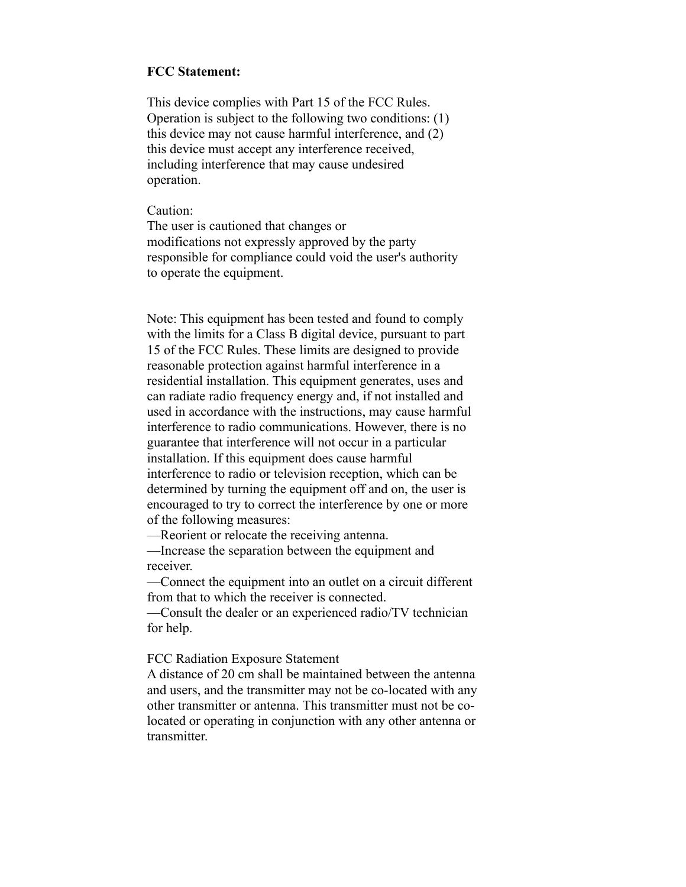**FCC Statement:**

This device complies with Part 15 of the FCC Rules. Operation is subject to the following two conditions: (1) this device may not cause harmful interference, and (2) this device must accept any interference received, including interference that may cause undesired operation.

Caution:
The user is cautioned that changes or modifications not expressly approved by the party responsible for compliance could void the user's authority to operate the equipment.

Note: This equipment has been tested and found to comply with the limits for a Class B digital device, pursuant to part 15 of the FCC Rules. These limits are designed to provide reasonable protection against harmful interference in a residential installation. This equipment generates, uses and can radiate radio frequency energy and, if not installed and used in accordance with the instructions, may cause harmful interference to radio communications. However, there is no guarantee that interference will not occur in a particular installation. If this equipment does cause harmful interference to radio or television reception, which can be determined by turning the equipment off and on, the user is encouraged to try to correct the interference by one or more of the following measures:
—Reorient or relocate the receiving antenna.
—Increase the separation between the equipment and receiver.
—Connect the equipment into an outlet on a circuit different from that to which the receiver is connected.
—Consult the dealer or an experienced radio/TV technician for help.

FCC Radiation Exposure Statement
A distance of 20 cm shall be maintained between the antenna and users, and the transmitter may not be co-located with any other transmitter or antenna. This transmitter must not be co-located or operating in conjunction with any other antenna or transmitter.